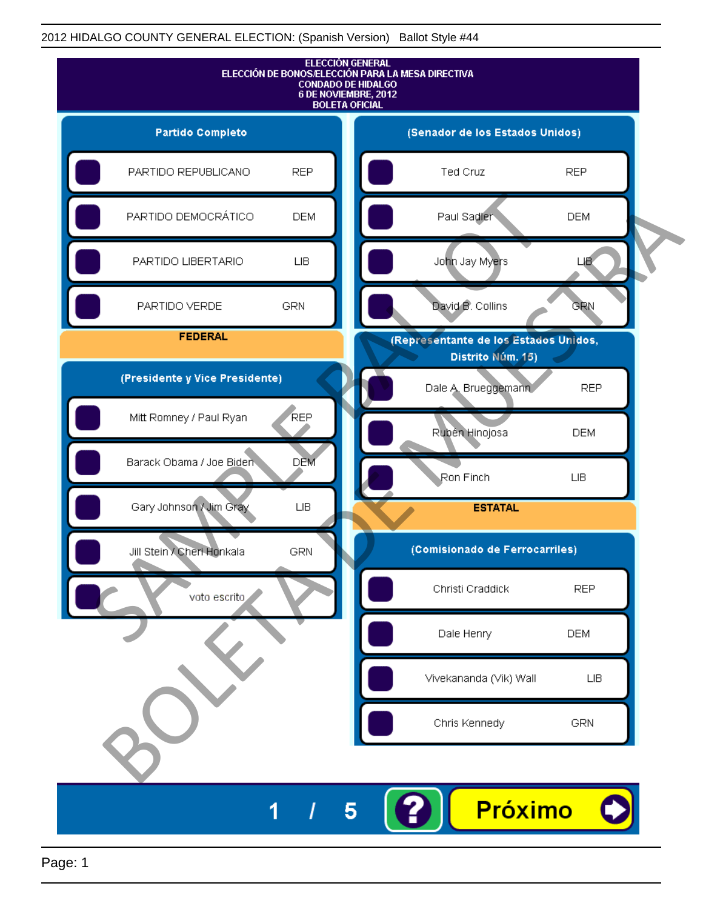2012 HIDALGO COUNTY GENERAL ELECTION: (Spanish Version) Ballot Style #44

# ELECCIÓN GENERAL
## ELECCIÓN DE BONOS/ELECCIÓN PARA LA MESA DIRECTIVA
## CONDADO DE HIDALGO
## 6 DE NOVIEMBRE, 2012
## BOLETA OFICIAL

### Partido Completo

| Candidato | Partido |
|---|---|
| PARTIDO REPUBLICANO | REP |
| PARTIDO DEMOCRÁTICO | DEM |
| PARTIDO LIBERTARIO | LIB |
| PARTIDO VERDE | GRN |

## FEDERAL

### (Presidente y Vice Presidente)

| Candidato | Partido |
|---|---|
| Mitt Romney / Paul Ryan | REP |
| Barack Obama / Joe Biden | DEM |
| Gary Johnson / Jim Gray | LIB |
| Jill Stein / Cheri Honkala | GRN |
| voto escrito | |

### (Senador de los Estados Unidos)

| Candidato | Partido |
|---|---|
| Ted Cruz | REP |
| Paul Sadler | DEM |
| John Jay Myers | LIB |
| David B. Collins | GRN |

### (Representante de los Estados Unidos, Distrito Núm. 15)

| Candidato | Partido |
|---|---|
| Dale A. Brueggemann | REP |
| Rubén Hinojosa | DEM |
| Ron Finch | LIB |

## ESTATAL

### (Comisionado de Ferrocarriles)

| Candidato | Partido |
|---|---|
| Christi Craddick | REP |
| Dale Henry | DEM |
| Vivekananda (Vik) Wall | LIB |
| Chris Kennedy | GRN |

1 / 5

Próximo

SAMPLE BALLOT
BOLETA DE MUESTRA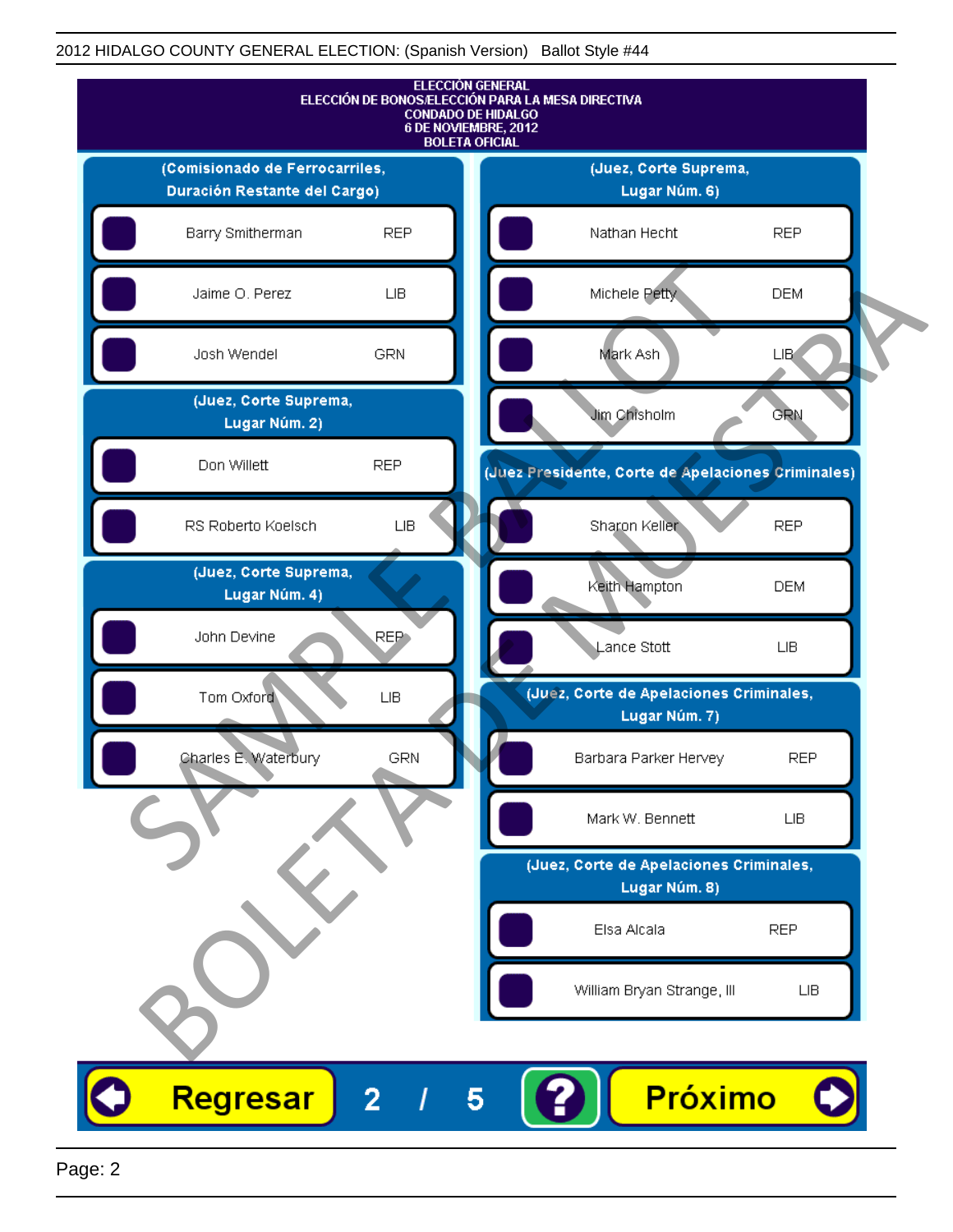2012 HIDALGO COUNTY GENERAL ELECTION: (Spanish Version) Ballot Style #44

# ELECCIÓN GENERAL
## ELECCIÓN DE BONOS/ELECCIÓN PARA LA MESA DIRECTIVA
## CONDADO DE HIDALGO
## 6 DE NOVIEMBRE, 2012
## BOLETA OFICIAL

### (Comisionado de Ferrocarriles, Duración Restante del Cargo)

| Candidato | Partido |
|---|---|
| Barry Smitherman | REP |
| Jaime O. Perez | LIB |
| Josh Wendel | GRN |

### (Juez, Corte Suprema, Lugar Núm. 2)

| Candidato | Partido |
|---|---|
| Don Willett | REP |
| RS Roberto Koelsch | LIB |

### (Juez, Corte Suprema, Lugar Núm. 4)

| Candidato | Partido |
|---|---|
| John Devine | REP |
| Tom Oxford | LIB |
| Charles E. Waterbury | GRN |

### (Juez, Corte Suprema, Lugar Núm. 6)

| Candidato | Partido |
|---|---|
| Nathan Hecht | REP |
| Michele Petty | DEM |
| Mark Ash | LIB |
| Jim Chisholm | GRN |

### (Juez Presidente, Corte de Apelaciones Criminales)

| Candidato | Partido |
|---|---|
| Sharon Keller | REP |
| Keith Hampton | DEM |
| Lance Stott | LIB |

### (Juez, Corte de Apelaciones Criminales, Lugar Núm. 7)

| Candidato | Partido |
|---|---|
| Barbara Parker Hervey | REP |
| Mark W. Bennett | LIB |

### (Juez, Corte de Apelaciones Criminales, Lugar Núm. 8)

| Candidato | Partido |
|---|---|
| Elsa Alcala | REP |
| William Bryan Strange, III | LIB |

SAMPLE BALLOT — BOLETA DE MUESTRA

Regresar 2 / 5 ? Próximo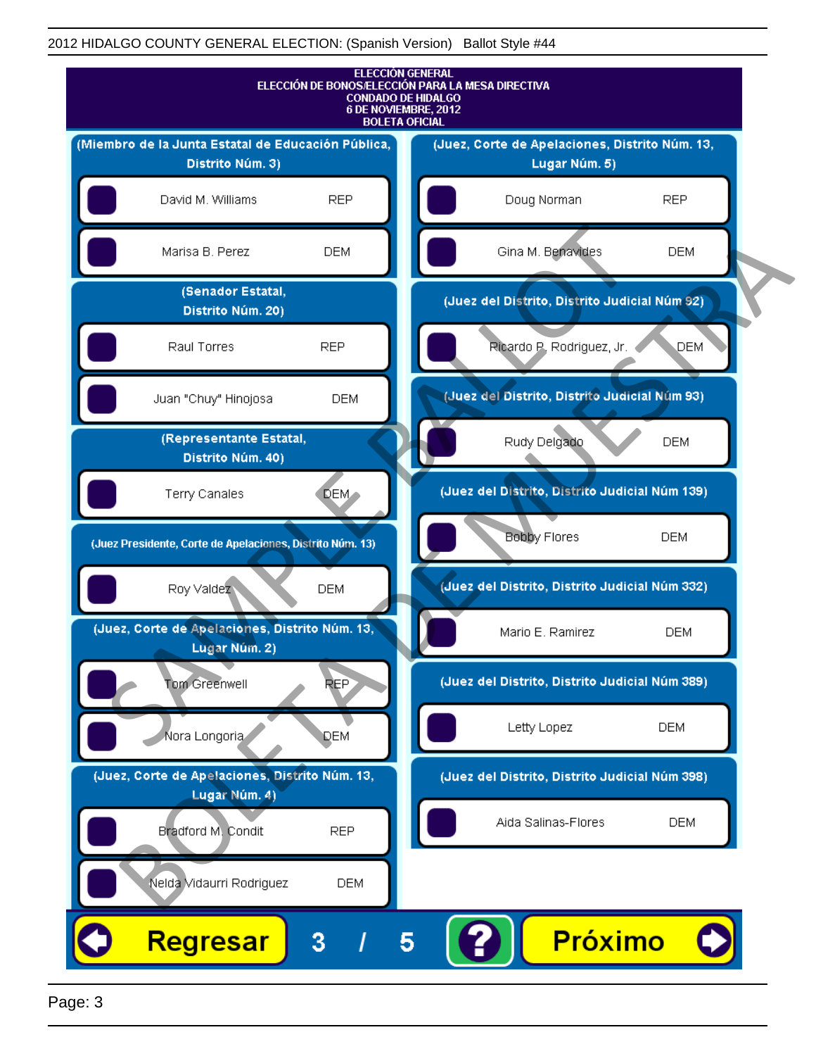ELECCIÓN GENERAL
ELECCIÓN DE BONOS/ELECCIÓN PARA LA MESA DIRECTIVA
CONDADO DE HIDALGO
6 DE NOVIEMBRE, 2012
BOLETA OFICIAL

**(Miembro de la Junta Estatal de Educación Pública, Distrito Núm. 3)**

- David M. Williams — REP
- Marisa B. Perez — DEM

**(Senador Estatal, Distrito Núm. 20)**

- Raul Torres — REP
- Juan "Chuy" Hinojosa — DEM

**(Representante Estatal, Distrito Núm. 40)**

- Terry Canales — DEM

**(Juez Presidente, Corte de Apelaciones, Distrito Núm. 13)**

- Roy Valdez — DEM

**(Juez, Corte de Apelaciones, Distrito Núm. 13, Lugar Núm. 2)**

- Tom Greenwell — REP
- Nora Longoria — DEM

**(Juez, Corte de Apelaciones, Distrito Núm. 13, Lugar Núm. 4)**

- Bradford M. Condit — REP
- Nelda Vidaurri Rodriguez — DEM

**(Juez, Corte de Apelaciones, Distrito Núm. 13, Lugar Núm. 5)**

- Doug Norman — REP
- Gina M. Benavides — DEM

**(Juez del Distrito, Distrito Judicial Núm 92)**

- Ricardo P. Rodriguez, Jr. — DEM

**(Juez del Distrito, Distrito Judicial Núm 93)**

- Rudy Delgado — DEM

**(Juez del Distrito, Distrito Judicial Núm 139)**

- Bobby Flores — DEM

**(Juez del Distrito, Distrito Judicial Núm 332)**

- Mario E. Ramirez — DEM

**(Juez del Distrito, Distrito Judicial Núm 389)**

- Letty Lopez — DEM

**(Juez del Distrito, Distrito Judicial Núm 398)**

- Aida Salinas-Flores — DEM

Regresar | 3 / 5 | ? | Próximo

SAMPLE BALLOT — BOLETA DE MUESTRA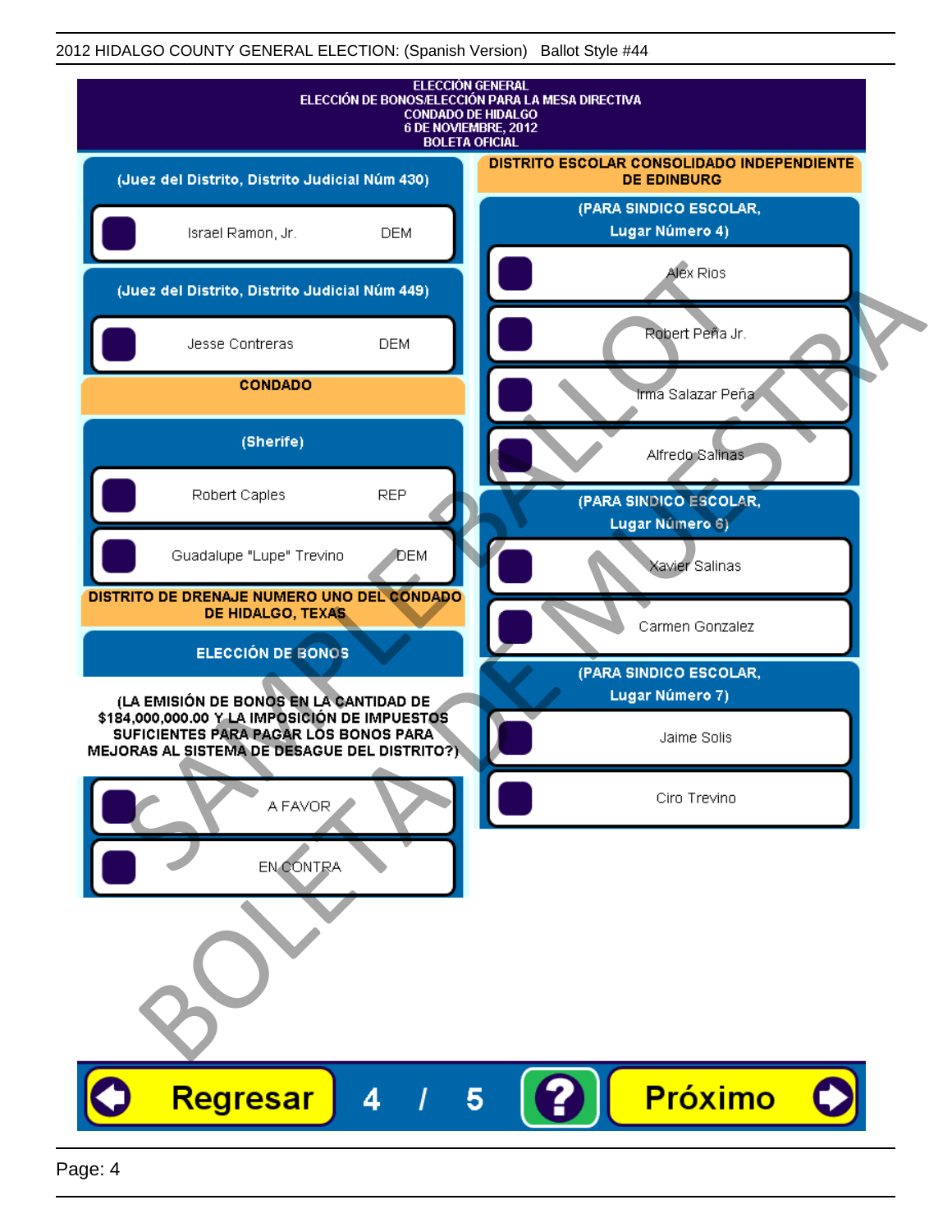2012 HIDALGO COUNTY GENERAL ELECTION: (Spanish Version) Ballot Style #44

ELECCIÓN GENERAL
ELECCIÓN DE BONOS/ELECCIÓN PARA LA MESA DIRECTIVA
CONDADO DE HIDALGO
6 DE NOVIEMBRE, 2012
BOLETA OFICIAL

**(Juez del Distrito, Distrito Judicial Núm 430)**

- Israel Ramon, Jr. — DEM

**(Juez del Distrito, Distrito Judicial Núm 449)**

- Jesse Contreras — DEM

**CONDADO**

**(Sherife)**

- Robert Caples — REP
- Guadalupe "Lupe" Trevino — DEM

**DISTRITO DE DRENAJE NUMERO UNO DEL CONDADO DE HIDALGO, TEXAS**

**ELECCIÓN DE BONOS**

**(LA EMISIÓN DE BONOS EN LA CANTIDAD DE $184,000,000.00 Y LA IMPOSICIÓN DE IMPUESTOS SUFICIENTES PARA PAGAR LOS BONOS PARA MEJORAS AL SISTEMA DE DESAGUE DEL DISTRITO?)**

- A FAVOR
- EN CONTRA

**DISTRITO ESCOLAR CONSOLIDADO INDEPENDIENTE DE EDINBURG**

**(PARA SINDICO ESCOLAR, Lugar Número 4)**

- Alex Rios
- Robert Peña Jr.
- Irma Salazar Peña
- Alfredo Salinas

**(PARA SINDICO ESCOLAR, Lugar Número 6)**

- Xavier Salinas
- Carmen Gonzalez

**(PARA SINDICO ESCOLAR, Lugar Número 7)**

- Jaime Solis
- Ciro Trevino

SAMPLE BALLOT
BOLETA DE MUESTRA

Regresar 4 / 5 ? Próximo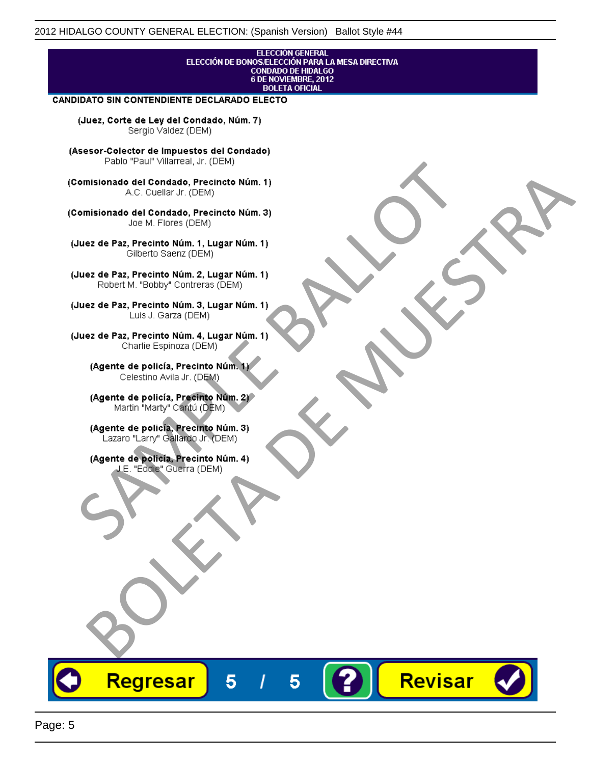ELECCIÓN GENERAL
ELECCIÓN DE BONOS/ELECCIÓN PARA LA MESA DIRECTIVA
CONDADO DE HIDALGO
6 DE NOVIEMBRE, 2012
BOLETA OFICIAL

**CANDIDATO SIN CONTENDIENTE DECLARADO ELECTO**

**(Juez, Corte de Ley del Condado, Núm. 7)**
Sergio Valdez (DEM)

**(Asesor-Colector de Impuestos del Condado)**
Pablo "Paul" Villarreal, Jr. (DEM)

**(Comisionado del Condado, Precincto Núm. 1)**
A.C. Cuellar Jr. (DEM)

**(Comisionado del Condado, Precincto Núm. 3)**
Joe M. Flores (DEM)

**(Juez de Paz, Precinto Núm. 1, Lugar Núm. 1)**
Gilberto Saenz (DEM)

**(Juez de Paz, Precinto Núm. 2, Lugar Núm. 1)**
Robert M. "Bobby" Contreras (DEM)

**(Juez de Paz, Precinto Núm. 3, Lugar Núm. 1)**
Luis J. Garza (DEM)

**(Juez de Paz, Precinto Núm. 4, Lugar Núm. 1)**
Charlie Espinoza (DEM)

**(Agente de policía, Precinto Núm. 1)**
Celestino Avila Jr. (DEM)

**(Agente de policía, Precinto Núm. 2)**
Martin "Marty" Cantú (DEM)

**(Agente de policía, Precinto Núm. 3)**
Lazaro "Larry" Gallardo Jr. (DEM)

**(Agente de policía, Precinto Núm. 4)**
J.E. "Eddie" Guerra (DEM)

SAMPLE BALLOT
BOLETA DE MUESTRA

Regresar 5 / 5 ? Revisar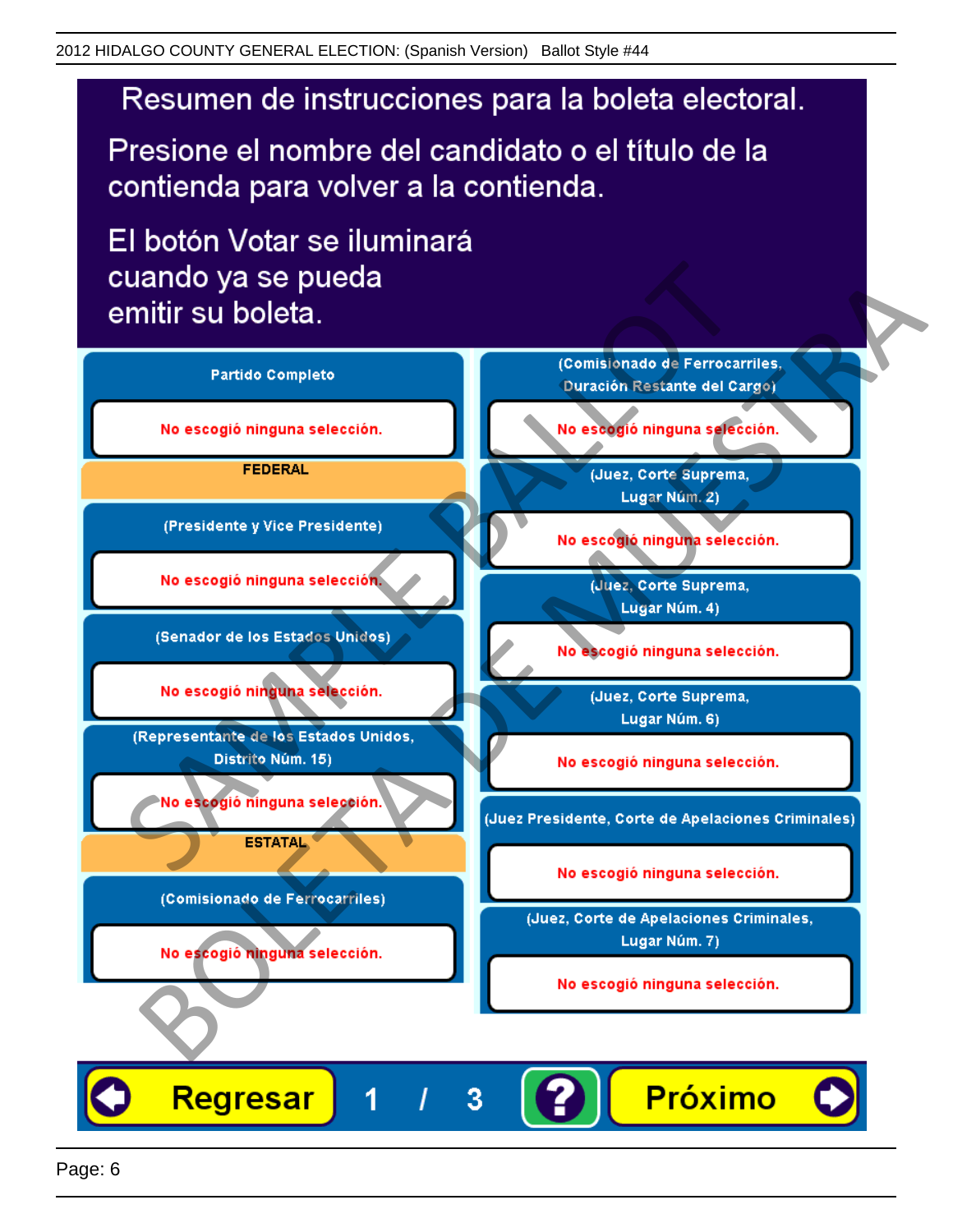# Resumen de instrucciones para la boleta electoral.

Presione el nombre del candidato o el título de la contienda para volver a la contienda.

El botón Votar se iluminará cuando ya se pueda emitir su boleta.

**Partido Completo**

No escogió ninguna selección.

**FEDERAL**

**(Presidente y Vice Presidente)**

No escogió ninguna selección.

**(Senador de los Estados Unidos)**

No escogió ninguna selección.

**(Representante de los Estados Unidos, Distrito Núm. 15)**

No escogió ninguna selección.

**ESTATAL**

**(Comisionado de Ferrocarriles)**

No escogió ninguna selección.

**(Comisionado de Ferrocarriles, Duración Restante del Cargo)**

No escogió ninguna selección.

**(Juez, Corte Suprema, Lugar Núm. 2)**

No escogió ninguna selección.

**(Juez, Corte Suprema, Lugar Núm. 4)**

No escogió ninguna selección.

**(Juez, Corte Suprema, Lugar Núm. 6)**

No escogió ninguna selección.

**(Juez Presidente, Corte de Apelaciones Criminales)**

No escogió ninguna selección.

**(Juez, Corte de Apelaciones Criminales, Lugar Núm. 7)**

No escogió ninguna selección.

Regresar | 1 / 3 | ? | Próximo

SAMPLE BALLOT
BOLETA DE MUESTRA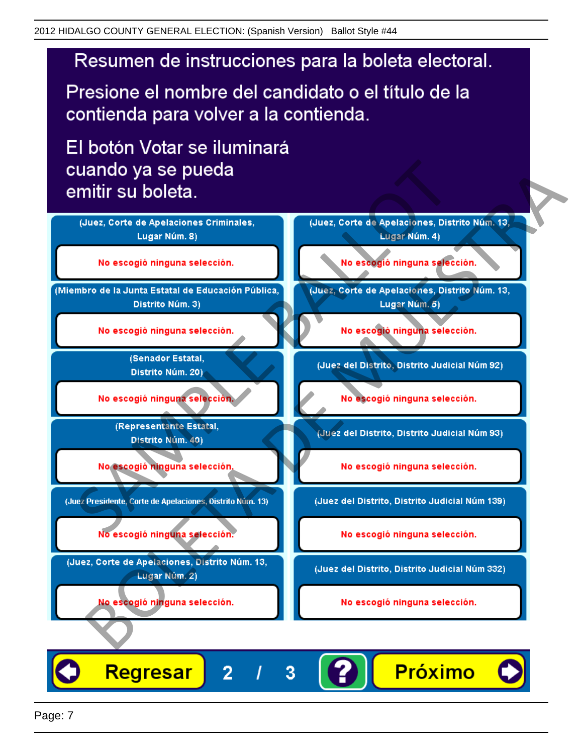# Resumen de instrucciones para la boleta electoral.

Presione el nombre del candidato o el título de la contienda para volver a la contienda.

El botón Votar se iluminará cuando ya se pueda emitir su boleta.

| Contienda | Selección |
|---|---|
| (Juez, Corte de Apelaciones Criminales, Lugar Núm. 8) | No escogió ninguna selección. |
| (Miembro de la Junta Estatal de Educación Pública, Distrito Núm. 3) | No escogió ninguna selección. |
| (Senador Estatal, Distrito Núm. 20) | No escogió ninguna selección. |
| (Representante Estatal, Distrito Núm. 40) | No escogió ninguna selección. |
| (Juez Presidente, Corte de Apelaciones, Distrito Núm. 13) | No escogió ninguna selección. |
| (Juez, Corte de Apelaciones, Distrito Núm. 13, Lugar Núm. 2) | No escogió ninguna selección. |
| (Juez, Corte de Apelaciones, Distrito Núm. 13, Lugar Núm. 4) | No escogió ninguna selección. |
| (Juez, Corte de Apelaciones, Distrito Núm. 13, Lugar Núm. 5) | No escogió ninguna selección. |
| (Juez del Distrito, Distrito Judicial Núm 92) | No escogió ninguna selección. |
| (Juez del Distrito, Distrito Judicial Núm 93) | No escogió ninguna selección. |
| (Juez del Distrito, Distrito Judicial Núm 139) | No escogió ninguna selección. |
| (Juez del Distrito, Distrito Judicial Núm 332) | No escogió ninguna selección. |

Regresar 2 / 3 ? Próximo

SAMPLE BALLOT
BOLETA DE MUESTRA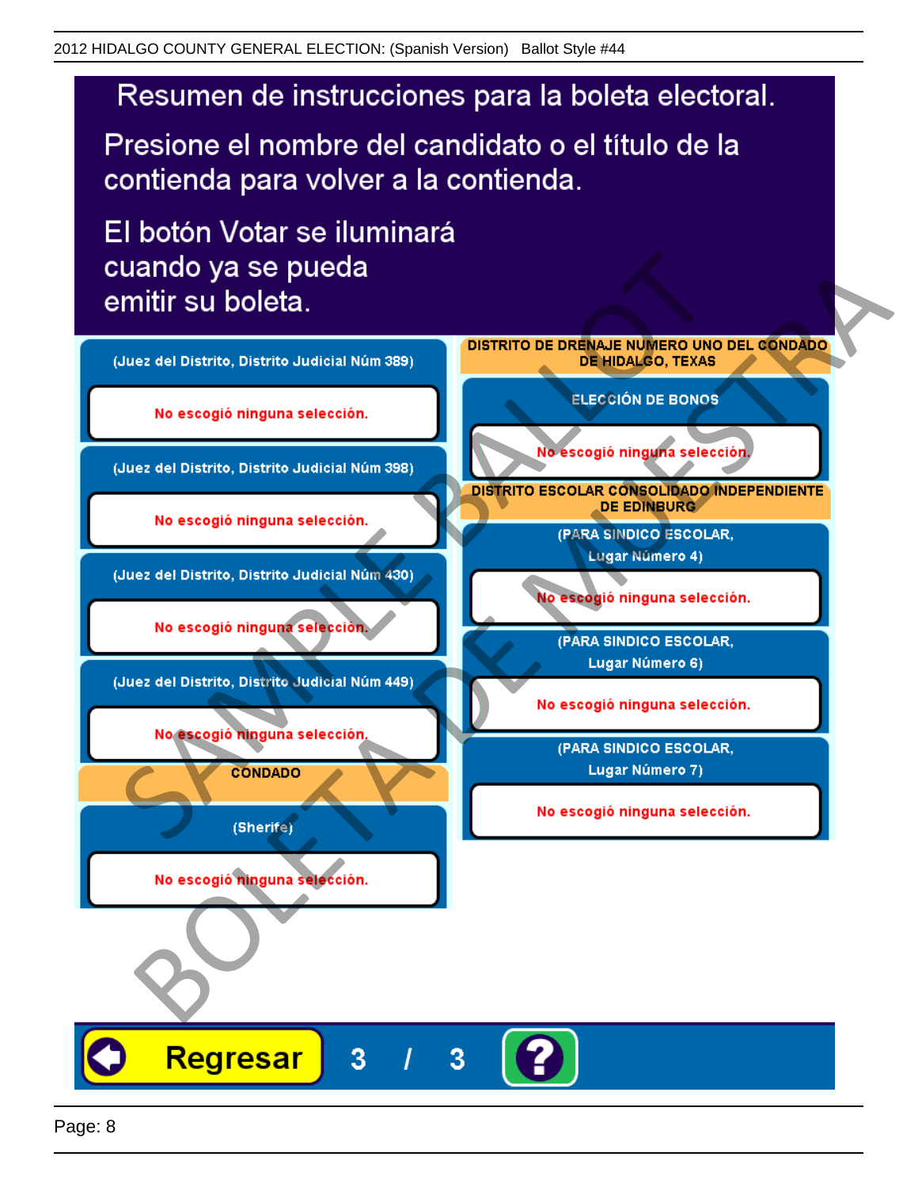# Resumen de instrucciones para la boleta electoral.

Presione el nombre del candidato o el título de la contienda para volver a la contienda.

El botón Votar se iluminará cuando ya se pueda emitir su boleta.

**(Juez del Distrito, Distrito Judicial Núm 389)**

No escogió ninguna selección.

**(Juez del Distrito, Distrito Judicial Núm 398)**

No escogió ninguna selección.

**(Juez del Distrito, Distrito Judicial Núm 430)**

No escogió ninguna selección.

**(Juez del Distrito, Distrito Judicial Núm 449)**

No escogió ninguna selección.

**CONDADO**

**(Sherife)**

No escogió ninguna selección.

**DISTRITO DE DRENAJE NUMERO UNO DEL CONDADO DE HIDALGO, TEXAS**

**ELECCIÓN DE BONOS**

No escogió ninguna selección.

**DISTRITO ESCOLAR CONSOLIDADO INDEPENDIENTE DE EDINBURG**

**(PARA SINDICO ESCOLAR, Lugar Número 4)**

No escogió ninguna selección.

**(PARA SINDICO ESCOLAR, Lugar Número 6)**

No escogió ninguna selección.

**(PARA SINDICO ESCOLAR, Lugar Número 7)**

No escogió ninguna selección.

Regresar 3 / 3 ?

SAMPLE BALLOT BOLETA DE MUESTRA